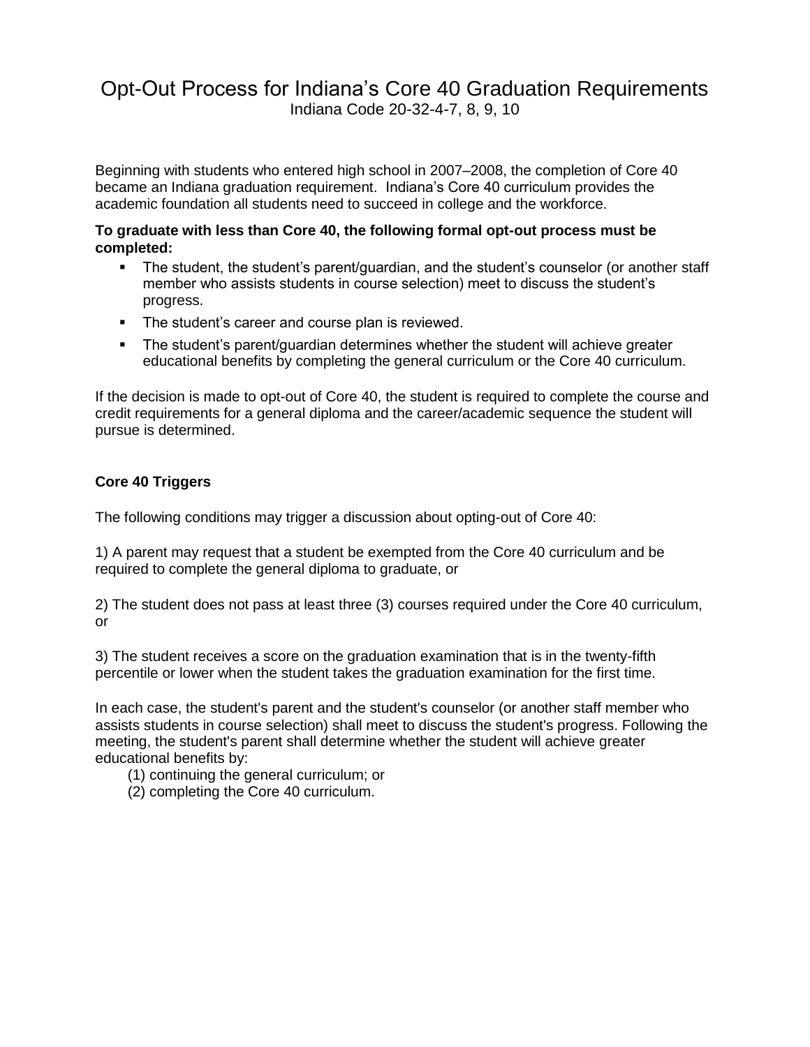# Opt-Out Process for Indiana's Core 40 Graduation Requirements

Indiana Code 20-32-4-7, 8, 9, 10

Beginning with students who entered high school in 2007–2008, the completion of Core 40 became an Indiana graduation requirement. Indiana's Core 40 curriculum provides the academic foundation all students need to succeed in college and the workforce.

**To graduate with less than Core 40, the following formal opt-out process must be completed:**

- The student, the student's parent/guardian, and the student's counselor (or another staff member who assists students in course selection) meet to discuss the student's progress.
- The student's career and course plan is reviewed.
- The student's parent/guardian determines whether the student will achieve greater educational benefits by completing the general curriculum or the Core 40 curriculum.

If the decision is made to opt-out of Core 40, the student is required to complete the course and credit requirements for a general diploma and the career/academic sequence the student will pursue is determined.

**Core 40 Triggers**

The following conditions may trigger a discussion about opting-out of Core 40:

1) A parent may request that a student be exempted from the Core 40 curriculum and be required to complete the general diploma to graduate, or

2) The student does not pass at least three (3) courses required under the Core 40 curriculum, or

3) The student receives a score on the graduation examination that is in the twenty-fifth percentile or lower when the student takes the graduation examination for the first time.

In each case, the student's parent and the student's counselor (or another staff member who assists students in course selection) shall meet to discuss the student's progress. Following the meeting, the student's parent shall determine whether the student will achieve greater educational benefits by:

(1) continuing the general curriculum; or
(2) completing the Core 40 curriculum.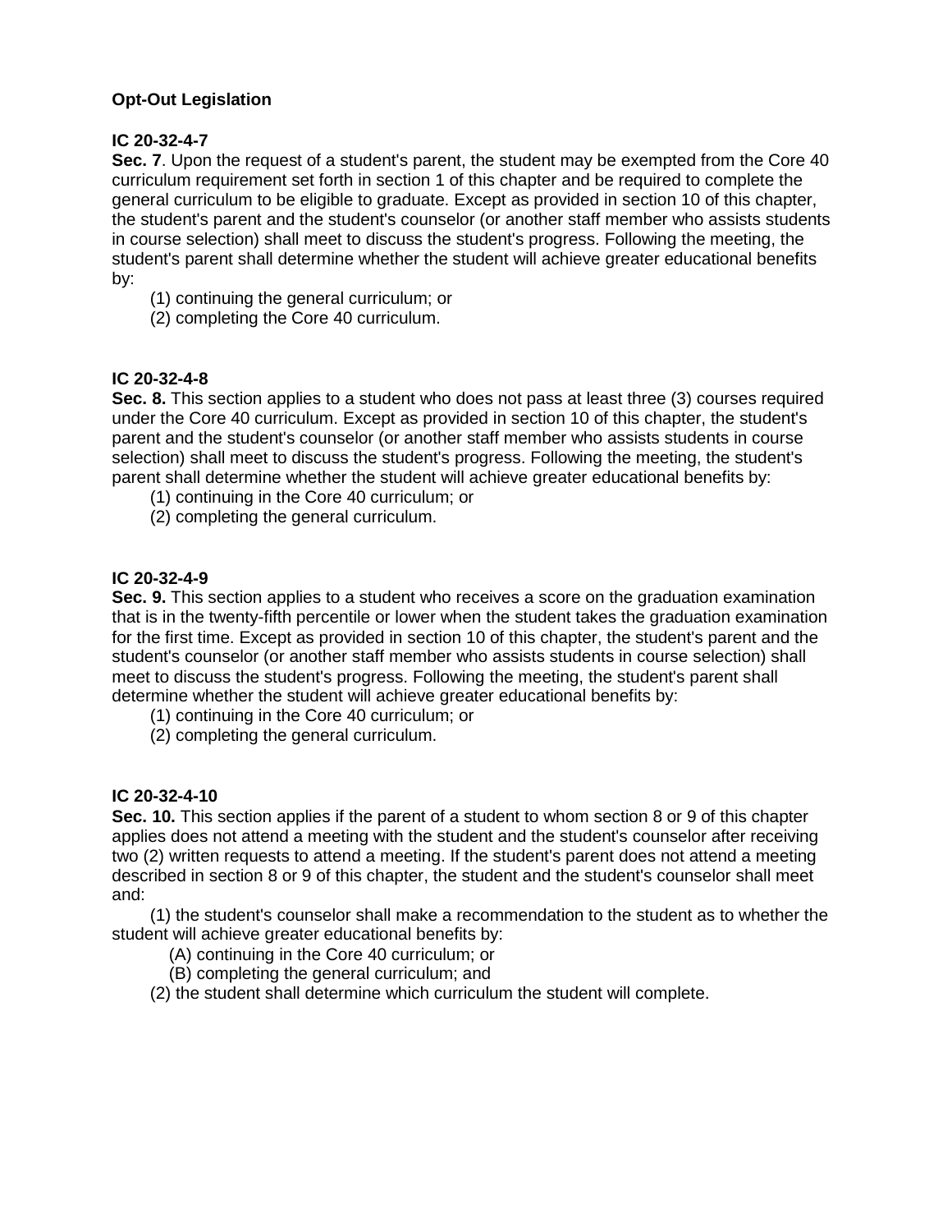**Opt-Out Legislation**

**IC 20-32-4-7**

**Sec. 7**. Upon the request of a student's parent, the student may be exempted from the Core 40 curriculum requirement set forth in section 1 of this chapter and be required to complete the general curriculum to be eligible to graduate. Except as provided in section 10 of this chapter, the student's parent and the student's counselor (or another staff member who assists students in course selection) shall meet to discuss the student's progress. Following the meeting, the student's parent shall determine whether the student will achieve greater educational benefits by:

(1) continuing the general curriculum; or
(2) completing the Core 40 curriculum.

**IC 20-32-4-8**

**Sec. 8.** This section applies to a student who does not pass at least three (3) courses required under the Core 40 curriculum. Except as provided in section 10 of this chapter, the student's parent and the student's counselor (or another staff member who assists students in course selection) shall meet to discuss the student's progress. Following the meeting, the student's parent shall determine whether the student will achieve greater educational benefits by:

(1) continuing in the Core 40 curriculum; or
(2) completing the general curriculum.

**IC 20-32-4-9**

**Sec. 9.** This section applies to a student who receives a score on the graduation examination that is in the twenty-fifth percentile or lower when the student takes the graduation examination for the first time. Except as provided in section 10 of this chapter, the student's parent and the student's counselor (or another staff member who assists students in course selection) shall meet to discuss the student's progress. Following the meeting, the student's parent shall determine whether the student will achieve greater educational benefits by:

(1) continuing in the Core 40 curriculum; or
(2) completing the general curriculum.

**IC 20-32-4-10**

**Sec. 10.** This section applies if the parent of a student to whom section 8 or 9 of this chapter applies does not attend a meeting with the student and the student's counselor after receiving two (2) written requests to attend a meeting. If the student's parent does not attend a meeting described in section 8 or 9 of this chapter, the student and the student's counselor shall meet and:

(1) the student's counselor shall make a recommendation to the student as to whether the student will achieve greater educational benefits by:

(A) continuing in the Core 40 curriculum; or
(B) completing the general curriculum; and

(2) the student shall determine which curriculum the student will complete.